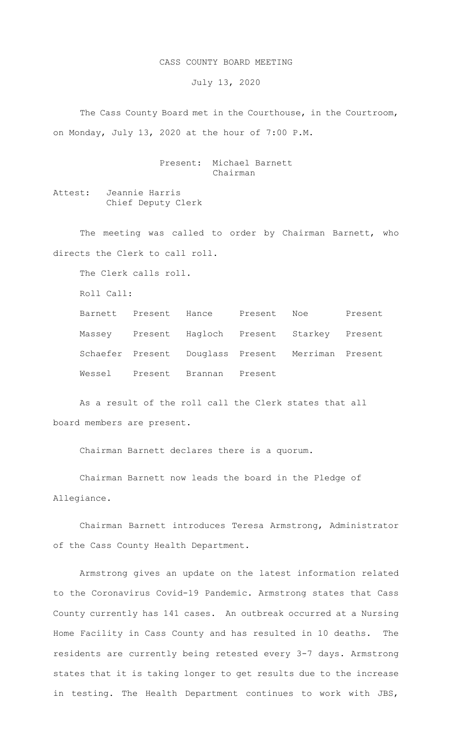# CASS COUNTY BOARD MEETING

July 13, 2020

The Cass County Board met in the Courthouse, in the Courtroom, on Monday, July 13, 2020 at the hour of 7:00 P.M.

Present: Michael Barnett
Chairman

Attest: Jeannie Harris
Chief Deputy Clerk

The meeting was called to order by Chairman Barnett, who directs the Clerk to call roll.

The Clerk calls roll.

Roll Call:

| | | | | | |
|---|---|---|---|---|---|
| Barnett | Present | Hance | Present | Noe | Present |
| Massey | Present | Hagloch | Present | Starkey | Present |
| Schaefer | Present | Douglass | Present | Merriman | Present |
| Wessel | Present | Brannan | Present | | |

As a result of the roll call the Clerk states that all board members are present.

Chairman Barnett declares there is a quorum.

Chairman Barnett now leads the board in the Pledge of Allegiance.

Chairman Barnett introduces Teresa Armstrong, Administrator of the Cass County Health Department.

Armstrong gives an update on the latest information related to the Coronavirus Covid-19 Pandemic. Armstrong states that Cass County currently has 141 cases. An outbreak occurred at a Nursing Home Facility in Cass County and has resulted in 10 deaths. The residents are currently being retested every 3-7 days. Armstrong states that it is taking longer to get results due to the increase in testing. The Health Department continues to work with JBS,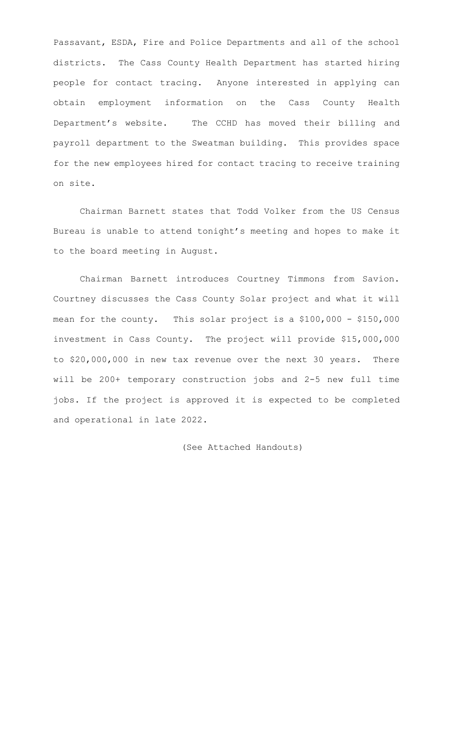Passavant, ESDA, Fire and Police Departments and all of the school districts. The Cass County Health Department has started hiring people for contact tracing. Anyone interested in applying can obtain employment information on the Cass County Health Department's website. The CCHD has moved their billing and payroll department to the Sweatman building. This provides space for the new employees hired for contact tracing to receive training on site.

Chairman Barnett states that Todd Volker from the US Census Bureau is unable to attend tonight's meeting and hopes to make it to the board meeting in August.

Chairman Barnett introduces Courtney Timmons from Savion. Courtney discusses the Cass County Solar project and what it will mean for the county. This solar project is a $100,000 - $150,000 investment in Cass County. The project will provide $15,000,000 to $20,000,000 in new tax revenue over the next 30 years. There will be 200+ temporary construction jobs and 2-5 new full time jobs. If the project is approved it is expected to be completed and operational in late 2022.

(See Attached Handouts)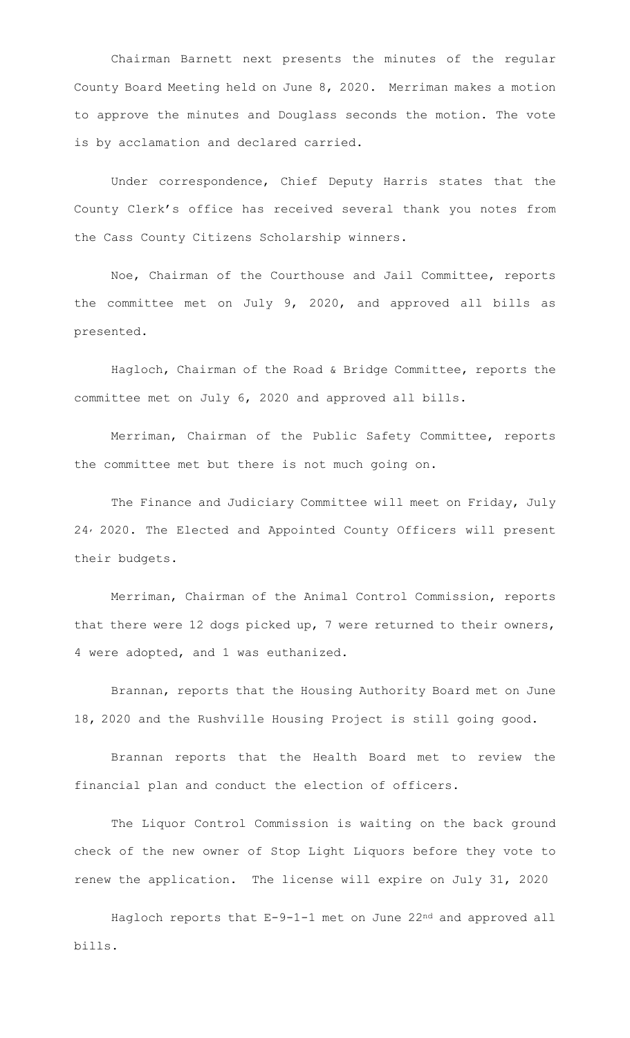Chairman Barnett next presents the minutes of the regular County Board Meeting held on June 8, 2020. Merriman makes a motion to approve the minutes and Douglass seconds the motion. The vote is by acclamation and declared carried.

Under correspondence, Chief Deputy Harris states that the County Clerk's office has received several thank you notes from the Cass County Citizens Scholarship winners.

Noe, Chairman of the Courthouse and Jail Committee, reports the committee met on July 9, 2020, and approved all bills as presented.

Hagloch, Chairman of the Road & Bridge Committee, reports the committee met on July 6, 2020 and approved all bills.

Merriman, Chairman of the Public Safety Committee, reports the committee met but there is not much going on.

The Finance and Judiciary Committee will meet on Friday, July 24, 2020. The Elected and Appointed County Officers will present their budgets.

Merriman, Chairman of the Animal Control Commission, reports that there were 12 dogs picked up, 7 were returned to their owners, 4 were adopted, and 1 was euthanized.

Brannan, reports that the Housing Authority Board met on June 18, 2020 and the Rushville Housing Project is still going good.

Brannan reports that the Health Board met to review the financial plan and conduct the election of officers.

The Liquor Control Commission is waiting on the back ground check of the new owner of Stop Light Liquors before they vote to renew the application. The license will expire on July 31, 2020

Hagloch reports that E-9-1-1 met on June 22nd and approved all bills.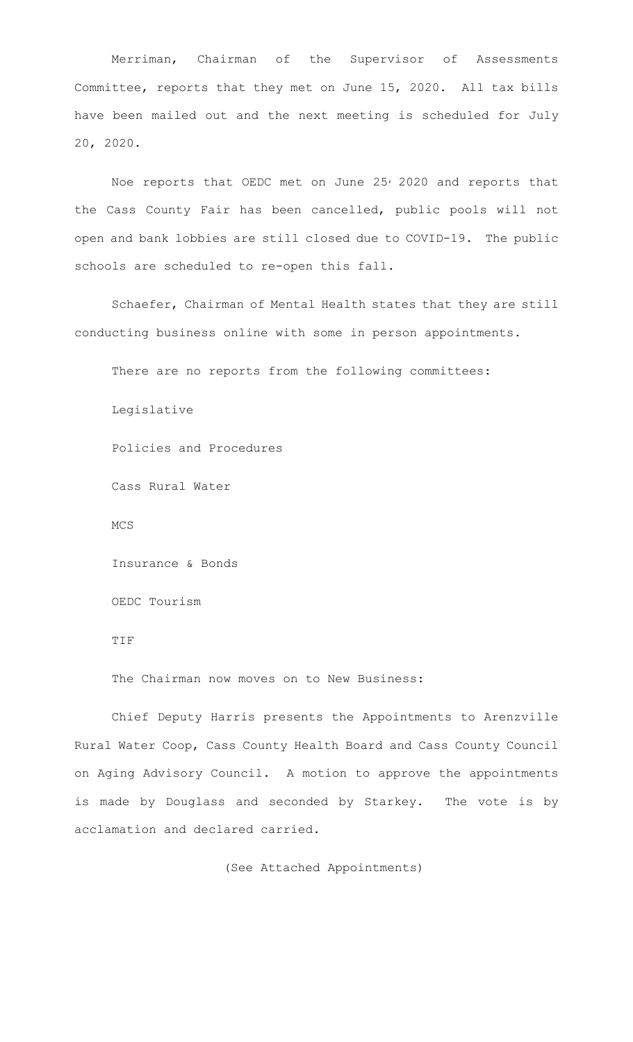Merriman, Chairman of the Supervisor of Assessments Committee, reports that they met on June 15, 2020. All tax bills have been mailed out and the next meeting is scheduled for July 20, 2020.

Noe reports that OEDC met on June 25, 2020 and reports that the Cass County Fair has been cancelled, public pools will not open and bank lobbies are still closed due to COVID-19. The public schools are scheduled to re-open this fall.

Schaefer, Chairman of Mental Health states that they are still conducting business online with some in person appointments.

There are no reports from the following committees:

Legislative

Policies and Procedures

Cass Rural Water

MCS

Insurance & Bonds

OEDC Tourism

TIF

The Chairman now moves on to New Business:

Chief Deputy Harris presents the Appointments to Arenzville Rural Water Coop, Cass County Health Board and Cass County Council on Aging Advisory Council. A motion to approve the appointments is made by Douglass and seconded by Starkey. The vote is by acclamation and declared carried.

(See Attached Appointments)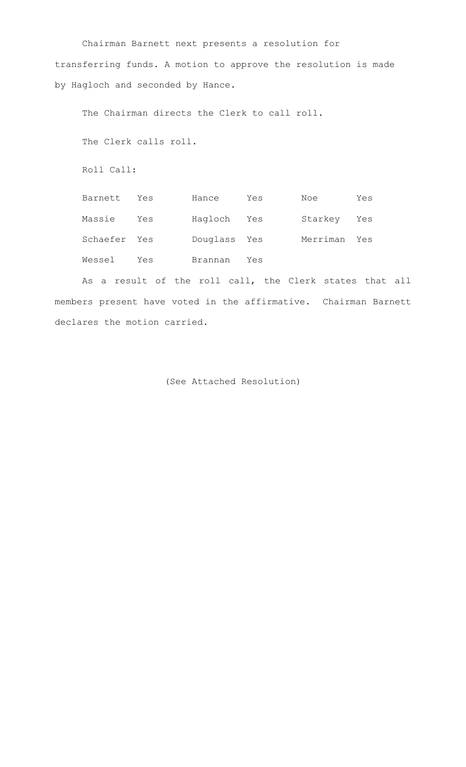Chairman Barnett next presents a resolution for transferring funds. A motion to approve the resolution is made by Hagloch and seconded by Hance.

The Chairman directs the Clerk to call roll.

The Clerk calls roll.

Roll Call:

| | | | | | |
|---|---|---|---|---|---|
| Barnett | Yes | Hance | Yes | Noe | Yes |
| Massie | Yes | Hagloch | Yes | Starkey | Yes |
| Schaefer | Yes | Douglass | Yes | Merriman | Yes |
| Wessel | Yes | Brannan | Yes | | |

As a result of the roll call, the Clerk states that all members present have voted in the affirmative. Chairman Barnett declares the motion carried.

(See Attached Resolution)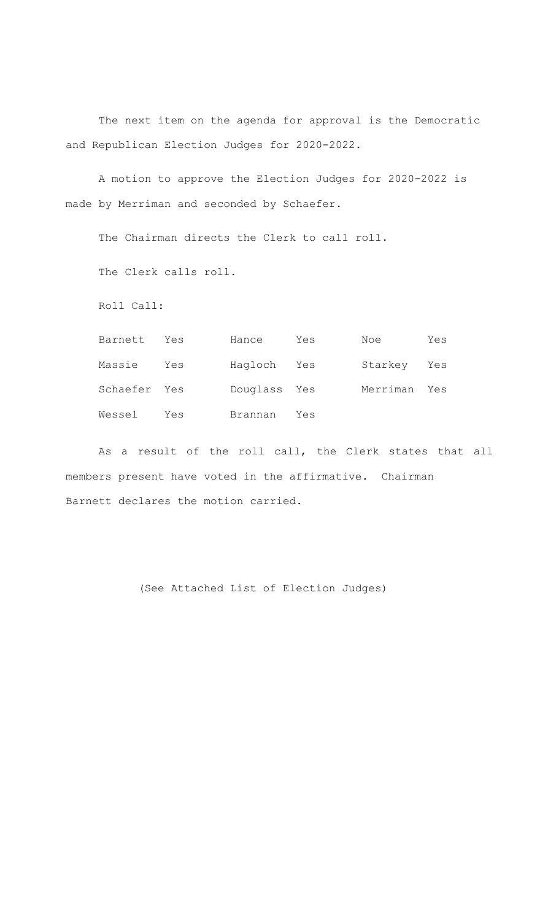The next item on the agenda for approval is the Democratic and Republican Election Judges for 2020-2022.

A motion to approve the Election Judges for 2020-2022 is made by Merriman and seconded by Schaefer.

The Chairman directs the Clerk to call roll.

The Clerk calls roll.

Roll Call:

| | | | | | |
|---|---|---|---|---|---|
| Barnett | Yes | Hance | Yes | Noe | Yes |
| Massie | Yes | Hagloch | Yes | Starkey | Yes |
| Schaefer | Yes | Douglass | Yes | Merriman | Yes |
| Wessel | Yes | Brannan | Yes | | |

As a result of the roll call, the Clerk states that all members present have voted in the affirmative. Chairman Barnett declares the motion carried.

(See Attached List of Election Judges)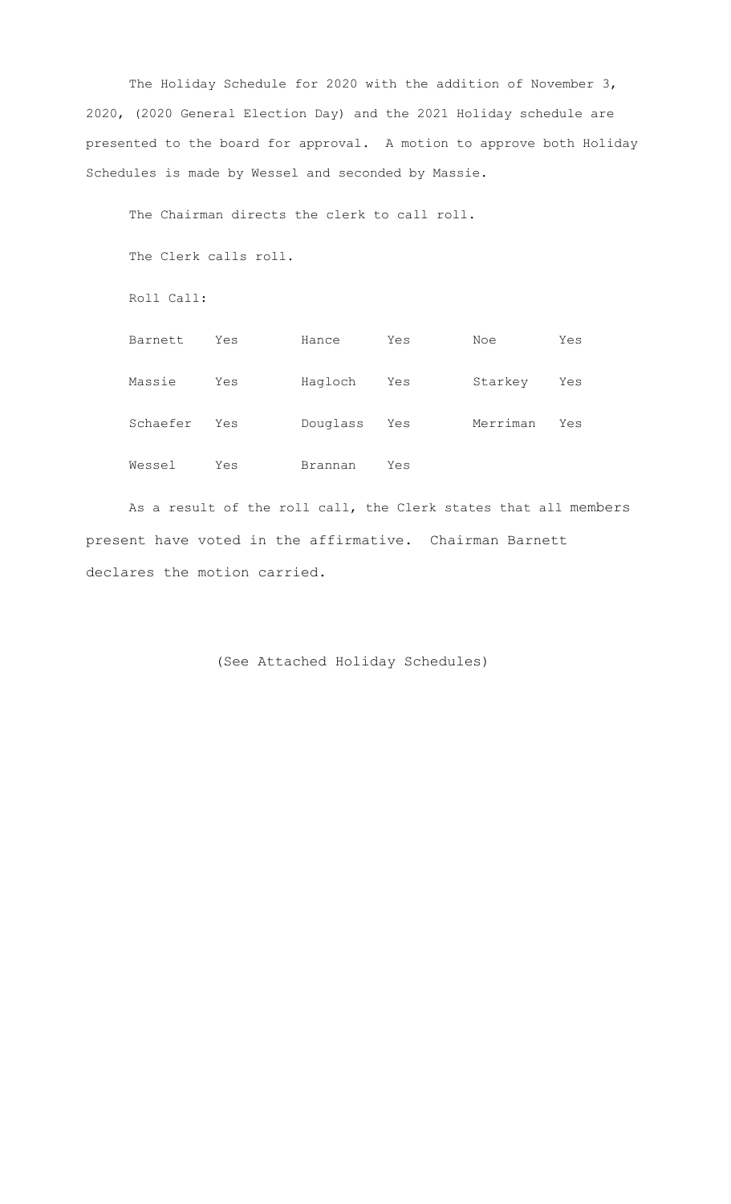The Holiday Schedule for 2020 with the addition of November 3, 2020, (2020 General Election Day) and the 2021 Holiday schedule are presented to the board for approval. A motion to approve both Holiday Schedules is made by Wessel and seconded by Massie.

The Chairman directs the clerk to call roll.

The Clerk calls roll.

Roll Call:

| | | | | | |
|---|---|---|---|---|---|
| Barnett | Yes | Hance | Yes | Noe | Yes |
| Massie | Yes | Hagloch | Yes | Starkey | Yes |
| Schaefer | Yes | Douglass | Yes | Merriman | Yes |
| Wessel | Yes | Brannan | Yes | | |

As a result of the roll call, the Clerk states that all members present have voted in the affirmative. Chairman Barnett declares the motion carried.

(See Attached Holiday Schedules)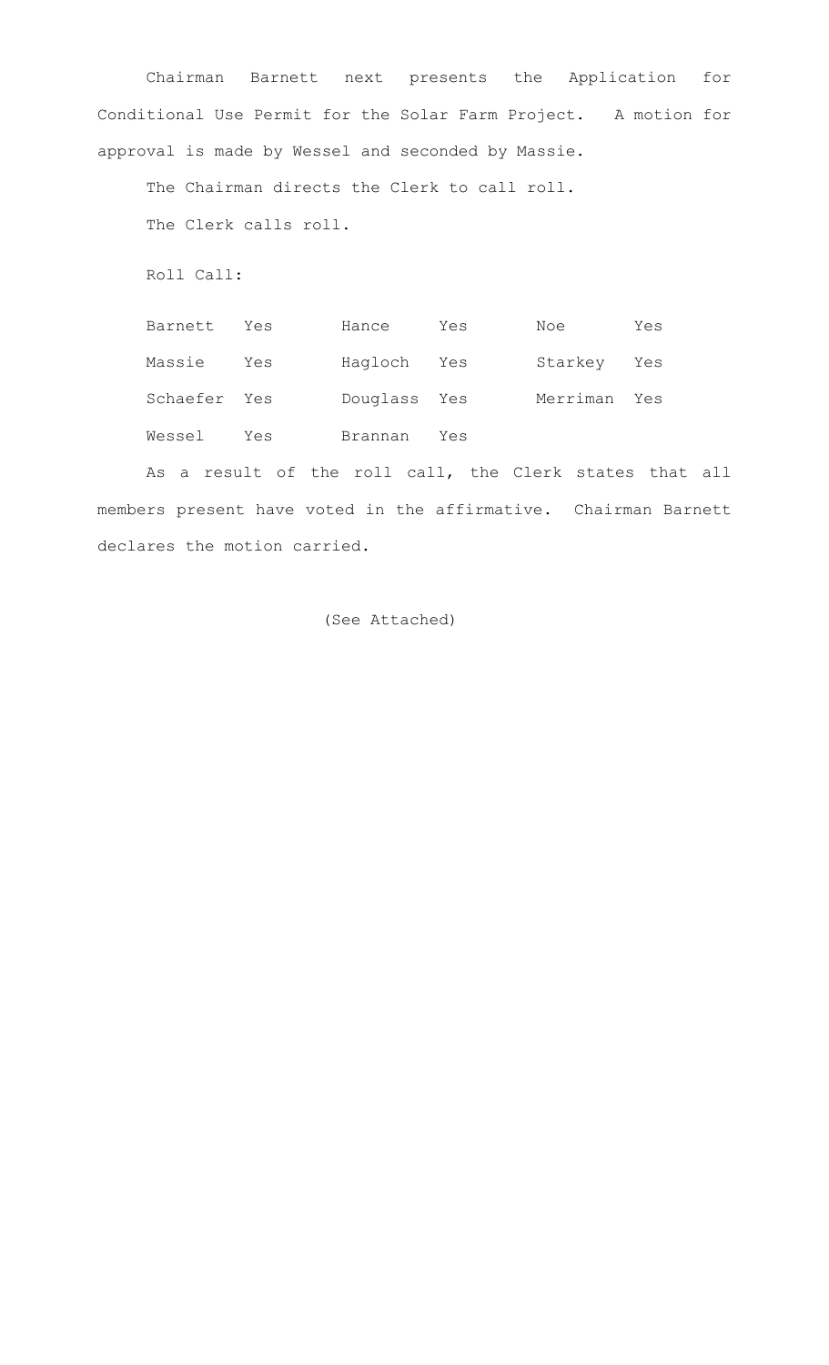Chairman Barnett next presents the Application for Conditional Use Permit for the Solar Farm Project. A motion for approval is made by Wessel and seconded by Massie.

The Chairman directs the Clerk to call roll.

The Clerk calls roll.

Roll Call:

| | | | | | |
|---|---|---|---|---|---|
| Barnett | Yes | Hance | Yes | Noe | Yes |
| Massie | Yes | Hagloch | Yes | Starkey | Yes |
| Schaefer | Yes | Douglass | Yes | Merriman | Yes |
| Wessel | Yes | Brannan | Yes | | |

As a result of the roll call, the Clerk states that all members present have voted in the affirmative. Chairman Barnett declares the motion carried.

(See Attached)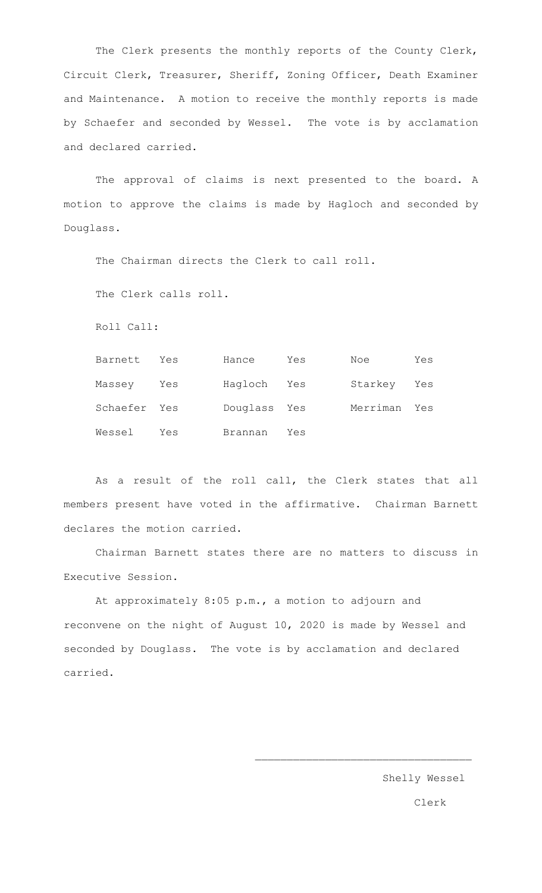The Clerk presents the monthly reports of the County Clerk, Circuit Clerk, Treasurer, Sheriff, Zoning Officer, Death Examiner and Maintenance. A motion to receive the monthly reports is made by Schaefer and seconded by Wessel. The vote is by acclamation and declared carried.

The approval of claims is next presented to the board. A motion to approve the claims is made by Hagloch and seconded by Douglass.

The Chairman directs the Clerk to call roll.

The Clerk calls roll.

Roll Call:

| | | | | | |
|---|---|---|---|---|---|
| Barnett | Yes | Hance | Yes | Noe | Yes |
| Massey | Yes | Hagloch | Yes | Starkey | Yes |
| Schaefer | Yes | Douglass | Yes | Merriman | Yes |
| Wessel | Yes | Brannan | Yes | | |

As a result of the roll call, the Clerk states that all members present have voted in the affirmative. Chairman Barnett declares the motion carried.

Chairman Barnett states there are no matters to discuss in Executive Session.

At approximately 8:05 p.m., a motion to adjourn and reconvene on the night of August 10, 2020 is made by Wessel and seconded by Douglass. The vote is by acclamation and declared carried.

\_\_\_\_\_\_\_\_\_\_\_\_\_\_\_\_\_\_\_\_\_\_\_\_\_\_\_\_\_\_\_\_

Shelly Wessel

Clerk